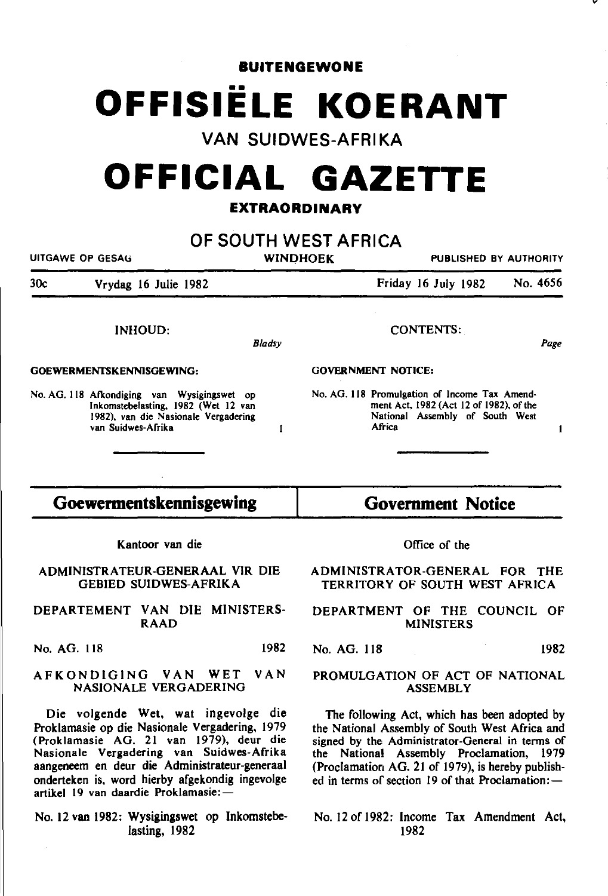**BUITENGEWONE**

# OFFISIËLE KOERANT

VAN SUIDWES-AFRIKA

# OFFICIAL GAZETTE

**EXTRAORDINARY**

## OF SOUTH WEST AFRICA

UITGAWE OP GESAG — WINDHOEK — PUBLISHED BY AUTHORITY

30c — Vrydag 16 Julie 1982 — Friday 16 July 1982 — No. 4656

INHOUD: *Bladsy*

**GOEWERMENTSKENNISGEWING:**

No. AG. 118 Afkondiging van Wysigingswet op Inkomstebelasting, 1982 (Wet 12 van 1982), van die Nasionale Vergadering van Suidwes-Afrika — 1

CONTENTS: *Page*

**GOVERNMENT NOTICE:**

No. AG. 118 Promulgation of Income Tax Amendment Act, 1982 (Act 12 of 1982), of the National Assembly of South West Africa — 1

## Goewermentskennisgewing

Kantoor van die

ADMINISTRATEUR-GENERAAL VIR DIE GEBIED SUIDWES-AFRIKA

DEPARTEMENT VAN DIE MINISTERSRAAD

No. AG. 118 — 1982

AFKONDIGING VAN WET VAN NASIONALE VERGADERING

Die volgende Wet, wat ingevolge die Proklamasie op die Nasionale Vergadering, 1979 (Proklamasie AG. 21 van 1979), deur die Nasionale Vergadering van Suidwes-Afrika aangeneem en deur die Administrateur-generaal onderteken is, word hierby afgekondig ingevolge artikel 19 van daardie Proklamasie:—

No. 12 van 1982: Wysigingswet op Inkomstebelasting, 1982

## Government Notice

Office of the

ADMINISTRATOR-GENERAL FOR THE TERRITORY OF SOUTH WEST AFRICA

DEPARTMENT OF THE COUNCIL OF MINISTERS

No. AG. 118 — 1982

PROMULGATION OF ACT OF NATIONAL ASSEMBLY

The following Act, which has been adopted by the National Assembly of South West Africa and signed by the Administrator-General in terms of the National Assembly Proclamation, 1979 (Proclamation AG. 21 of 1979), is hereby published in terms of section 19 of that Proclamation:—

No. 12 of 1982: Income Tax Amendment Act, 1982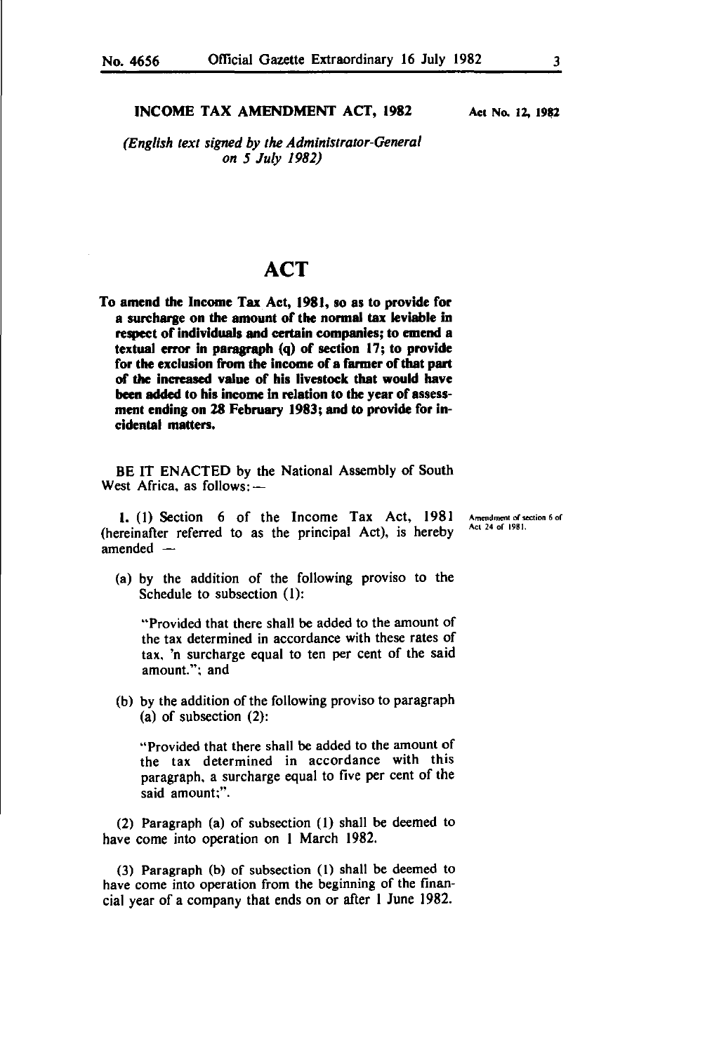**INCOME TAX AMENDMENT ACT, 1982** **Act No. 12, 1982**

*(English text signed by the Administrator-General on 5 July 1982)*

# ACT

**To amend the Income Tax Act, 1981, so as to provide for a surcharge on the amount of the normal tax leviable in respect of individuals and certain companies; to emend a textual error in paragraph (q) of section 17; to provide for the exclusion from the income of a farmer of that part of the increased value of his livestock that would have been added to his income in relation to the year of assessment ending on 28 February 1983; and to provide for incidental matters.**

BE IT ENACTED by the National Assembly of South West Africa, as follows: —

Amendment of section 6 of Act 24 of 1981.

1. (1) Section 6 of the Income Tax Act, 1981 (hereinafter referred to as the principal Act), is hereby amended —

(a) by the addition of the following proviso to the Schedule to subsection (1):

"Provided that there shall be added to the amount of the tax determined in accordance with these rates of tax, 'n surcharge equal to ten per cent of the said amount."; and

(b) by the addition of the following proviso to paragraph (a) of subsection (2):

"Provided that there shall be added to the amount of the tax determined in accordance with this paragraph, a surcharge equal to five per cent of the said amount;".

(2) Paragraph (a) of subsection (1) shall be deemed to have come into operation on 1 March 1982.

(3) Paragraph (b) of subsection (1) shall be deemed to have come into operation from the beginning of the financial year of a company that ends on or after 1 June 1982.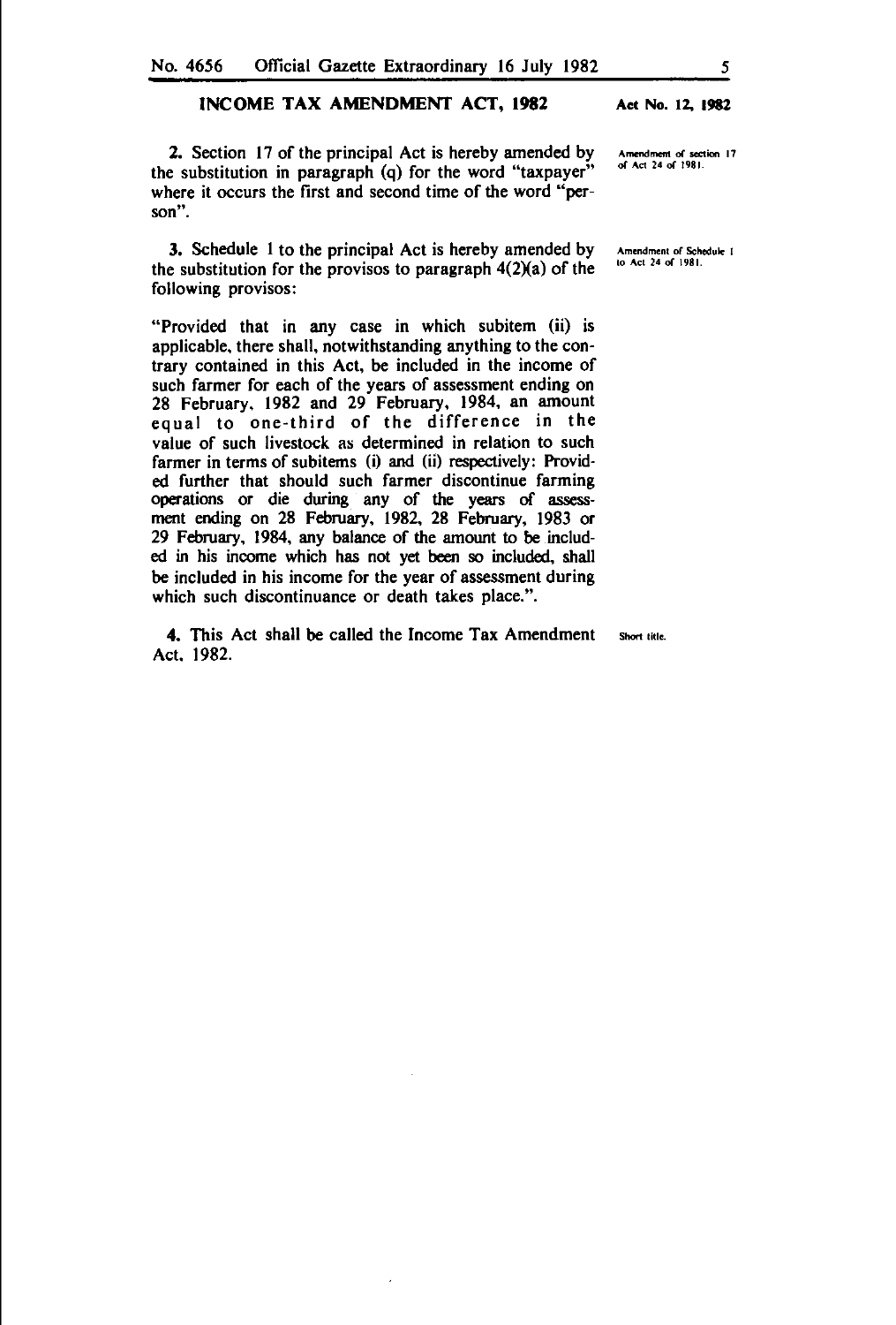**2.** Section 17 of the principal Act is hereby amended by the substitution in paragraph (q) for the word "taxpayer" where it occurs the first and second time of the word "person".

Amendment of section 17 of Act 24 of 1981.

**3.** Schedule 1 to the principal Act is hereby amended by the substitution for the provisos to paragraph 4(2)(a) of the following provisos:

Amendment of Schedule 1 to Act 24 of 1981.

"Provided that in any case in which subitem (ii) is applicable, there shall, notwithstanding anything to the contrary contained in this Act, be included in the income of such farmer for each of the years of assessment ending on 28 February, 1982 and 29 February, 1984, an amount equal to one-third of the difference in the value of such livestock as determined in relation to such farmer in terms of subitems (i) and (ii) respectively: Provided further that should such farmer discontinue farming operations or die during any of the years of assessment ending on 28 February, 1982, 28 February, 1983 or 29 February, 1984, any balance of the amount to be included in his income which has not yet been so included, shall be included in his income for the year of assessment during which such discontinuance or death takes place.".

**4.** This Act shall be called the Income Tax Amendment Act, 1982.

Short title.